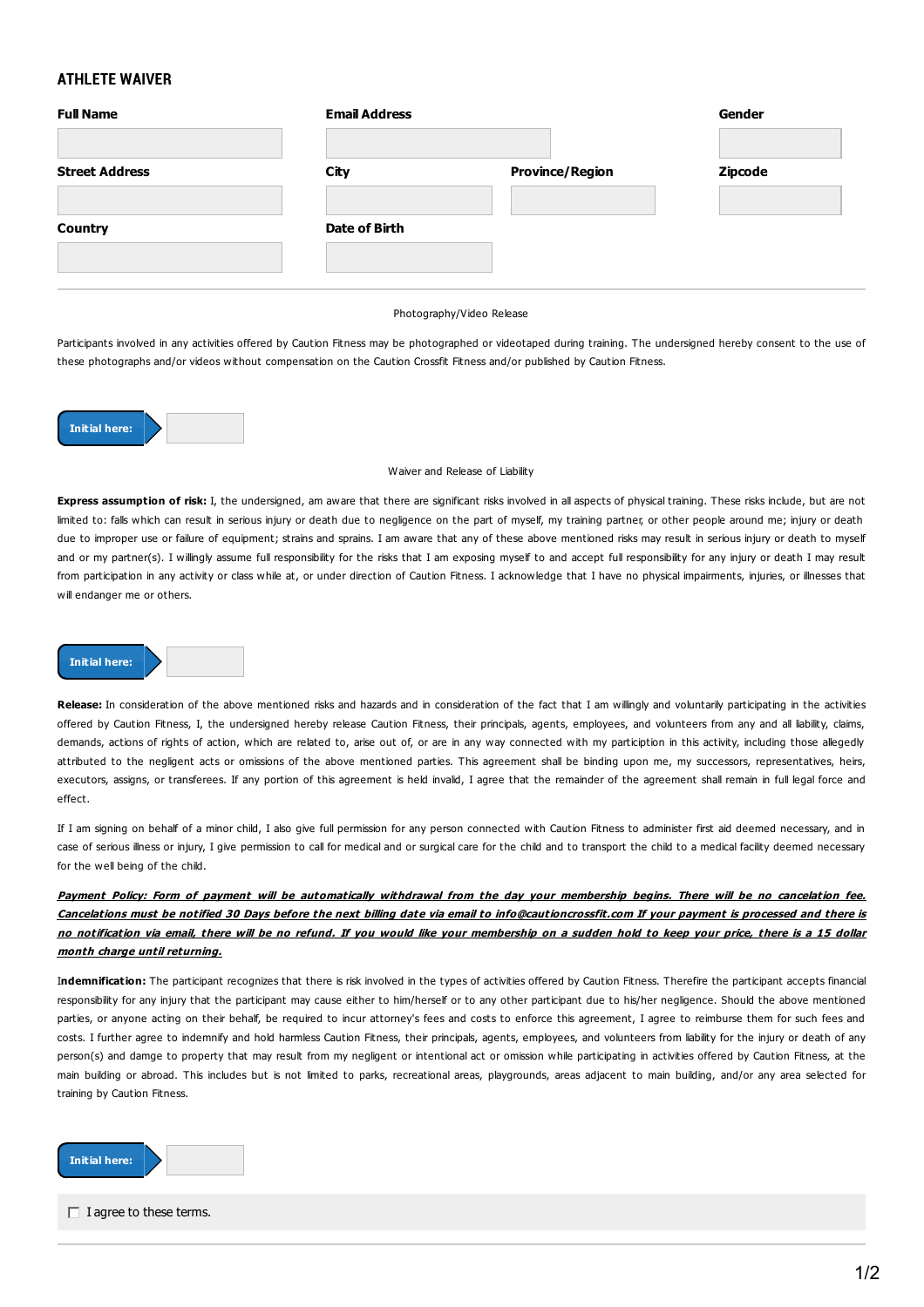## ATHLETE WAIVER

| Full Name | Email Address | | Gender |
|---|---|---|---|
| | | | |
| **Street Address** | **City** | **Province/Region** | **Zipcode** |
| | | | |
| **Country** | **Date of Birth** | | |
| | | | |

---

Photography/Video Release

Participants involved in any activities offered by Caution Fitness may be photographed or videotaped during training. The undersigned hereby consent to the use of these photographs and/or videos without compensation on the Caution Crossfit Fitness and/or published by Caution Fitness.

**Initial here:** ____________

Waiver and Release of Liability

**Express assumption of risk:** I, the undersigned, am aware that there are significant risks involved in all aspects of physical training. These risks include, but are not limited to: falls which can result in serious injury or death due to negligence on the part of myself, my training partner, or other people around me; injury or death due to improper use or failure of equipment; strains and sprains. I am aware that any of these above mentioned risks may result in serious injury or death to myself and or my partner(s). I willingly assume full responsibility for the risks that I am exposing myself to and accept full responsibility for any injury or death I may result from participation in any activity or class while at, or under direction of Caution Fitness. I acknowledge that I have no physical impairments, injuries, or illnesses that will endanger me or others.

**Initial here:** ____________

**Release:** In consideration of the above mentioned risks and hazards and in consideration of the fact that I am willingly and voluntarily participating in the activities offered by Caution Fitness, I, the undersigned hereby release Caution Fitness, their principals, agents, employees, and volunteers from any and all liability, claims, demands, actions of rights of action, which are related to, arise out of, or are in any way connected with my particiption in this activity, including those allegedly attributed to the negligent acts or omissions of the above mentioned parties. This agreement shall be binding upon me, my successors, representatives, heirs, executors, assigns, or transferees. If any portion of this agreement is held invalid, I agree that the remainder of the agreement shall remain in full legal force and effect.

If I am signing on behalf of a minor child, I also give full permission for any person connected with Caution Fitness to administer first aid deemed necessary, and in case of serious illness or injury, I give permission to call for medical and or surgical care for the child and to transport the child to a medical facility deemed necessary for the well being of the child.

***Payment Policy: Form of payment will be automatically withdrawal from the day your membership begins. There will be no cancelation fee. Cancelations must be notified 30 Days before the next billing date via email to info@cautioncrossfit.com If your payment is processed and there is no notification via email, there will be no refund. If you would like your membership on a sudden hold to keep your price, there is a 15 dollar month charge until returning.***

**Indemnification:** The participant recognizes that there is risk involved in the types of activities offered by Caution Fitness. Therefire the participant accepts financial responsibility for any injury that the participant may cause either to him/herself or to any other participant due to his/her negligence. Should the above mentioned parties, or anyone acting on their behalf, be required to incur attorney's fees and costs to enforce this agreement, I agree to reimburse them for such fees and costs. I further agree to indemnify and hold harmless Caution Fitness, their principals, agents, employees, and volunteers from liability for the injury or death of any person(s) and damge to property that may result from my negligent or intentional act or omission while participating in activities offered by Caution Fitness, at the main building or abroad. This includes but is not limited to parks, recreational areas, playgrounds, areas adjacent to main building, and/or any area selected for training by Caution Fitness.

**Initial here:** ____________

☐ I agree to these terms.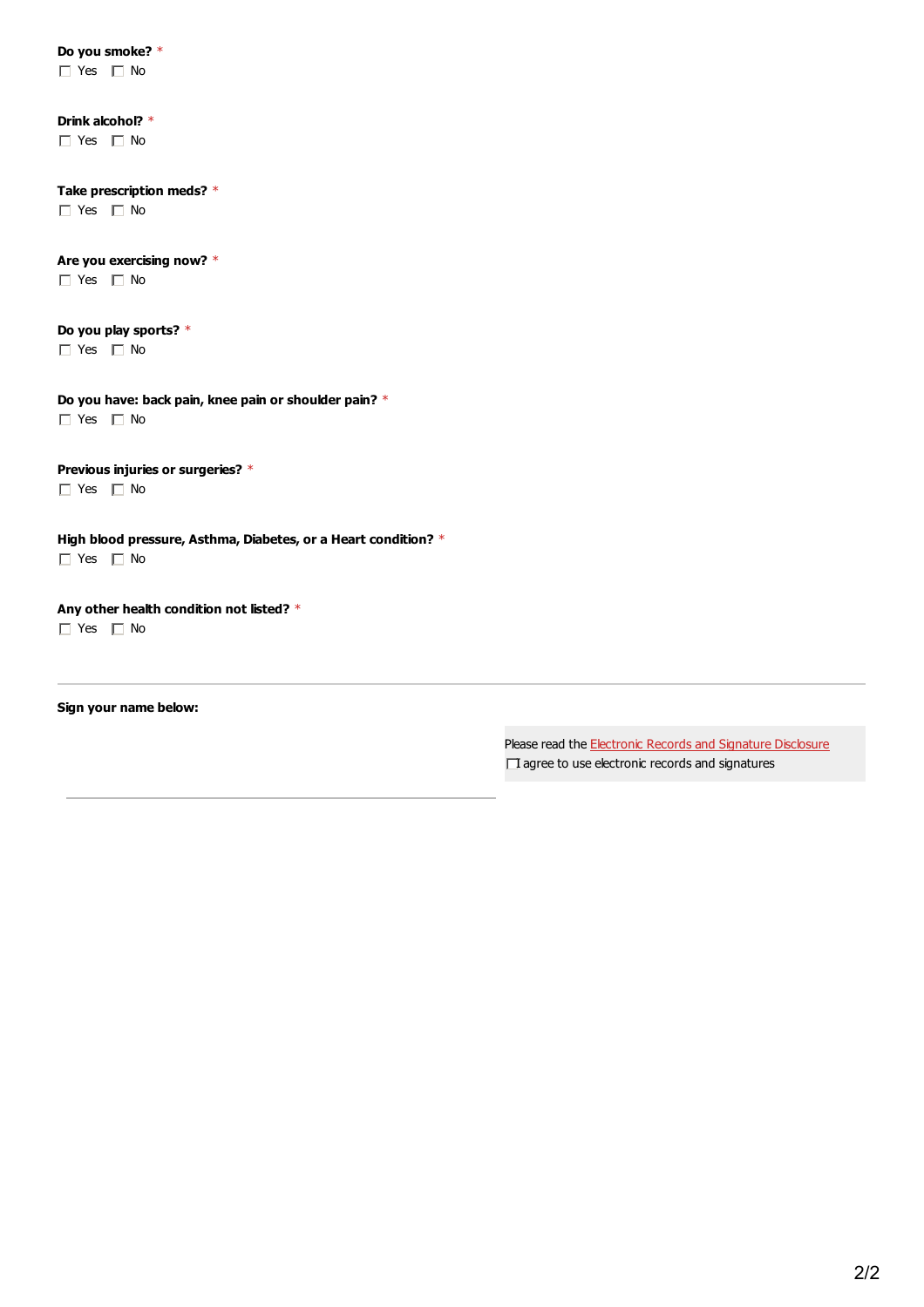**Do you smoke?** *

☐ Yes ☐ No

**Drink alcohol?** *

☐ Yes ☐ No

**Take prescription meds?** *

☐ Yes ☐ No

**Are you exercising now?** *

☐ Yes ☐ No

**Do you play sports?** *

☐ Yes ☐ No

**Do you have: back pain, knee pain or shoulder pain?** *

☐ Yes ☐ No

**Previous injuries or surgeries?** *

☐ Yes ☐ No

**High blood pressure, Asthma, Diabetes, or a Heart condition?** *

☐ Yes ☐ No

**Any other health condition not listed?** *

☐ Yes ☐ No

---

**Sign your name below:**

Please read the Electronic Records and Signature Disclosure

☐ I agree to use electronic records and signatures